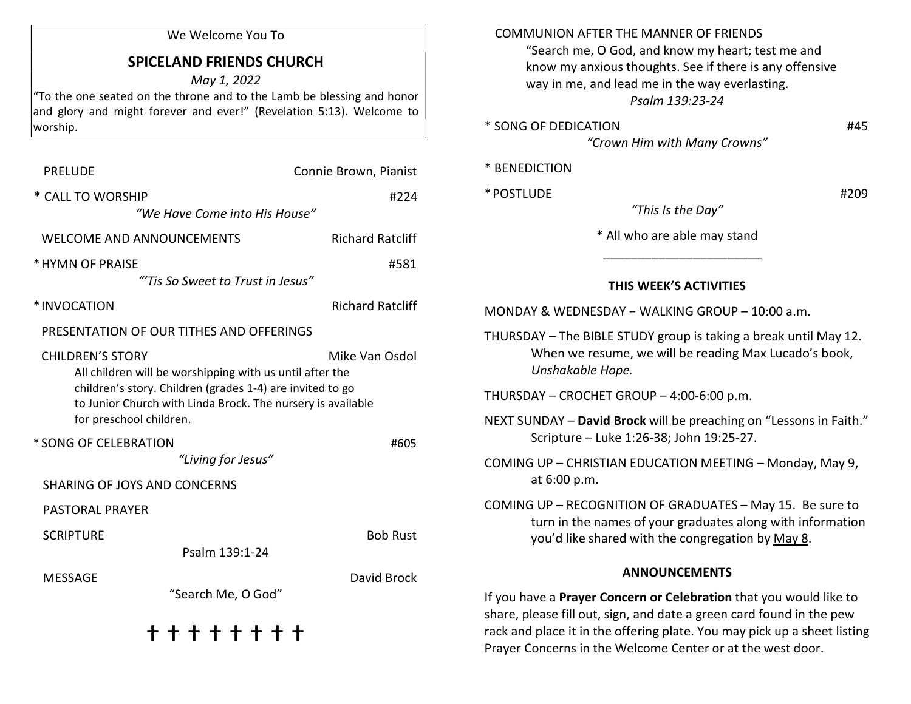We Welcome You To

# SPICELAND FRIENDS CHURCH

*May 1, 2022*

"To the one seated on the throne and to the Lamb be blessing and honor and glory and might forever and ever!" (Revelation 5:13). Welcome to worship.

PRELUDE — Connie Brown, Pianist

* CALL TO WORSHIP — #224
  *"We Have Come into His House"*

WELCOME AND ANNOUNCEMENTS — Richard Ratcliff

* HYMN OF PRAISE — #581
  *"'Tis So Sweet to Trust in Jesus"*

* INVOCATION — Richard Ratcliff

PRESENTATION OF OUR TITHES AND OFFERINGS

CHILDREN'S STORY — Mike Van Osdol
  All children will be worshipping with us until after the children's story. Children (grades 1-4) are invited to go to Junior Church with Linda Brock. The nursery is available for preschool children.

* SONG OF CELEBRATION — #605
  *"Living for Jesus"*

SHARING OF JOYS AND CONCERNS

PASTORAL PRAYER

SCRIPTURE — Bob Rust
  Psalm 139:1-24

MESSAGE — David Brock
  "Search Me, O God"

✝ ✝ ✝ ✝ ✝ ✝ ✝ ✝

COMMUNION AFTER THE MANNER OF FRIENDS
  "Search me, O God, and know my heart; test me and know my anxious thoughts. See if there is any offensive way in me, and lead me in the way everlasting.
  *Psalm 139:23-24*

* SONG OF DEDICATION — #45
  *"Crown Him with Many Crowns"*

* BENEDICTION

* POSTLUDE — #209
  *"This Is the Day"*

\* All who are able may stand

---

## THIS WEEK'S ACTIVITIES

MONDAY & WEDNESDAY − WALKING GROUP – 10:00 a.m.

THURSDAY – The BIBLE STUDY group is taking a break until May 12. When we resume, we will be reading Max Lucado's book, *Unshakable Hope.*

THURSDAY – CROCHET GROUP – 4:00-6:00 p.m.

NEXT SUNDAY – **David Brock** will be preaching on "Lessons in Faith." Scripture – Luke 1:26-38; John 19:25-27.

COMING UP – CHRISTIAN EDUCATION MEETING – Monday, May 9, at 6:00 p.m.

COMING UP – RECOGNITION OF GRADUATES – May 15. Be sure to turn in the names of your graduates along with information you'd like shared with the congregation by May 8.

## ANNOUNCEMENTS

If you have a **Prayer Concern or Celebration** that you would like to share, please fill out, sign, and date a green card found in the pew rack and place it in the offering plate. You may pick up a sheet listing Prayer Concerns in the Welcome Center or at the west door.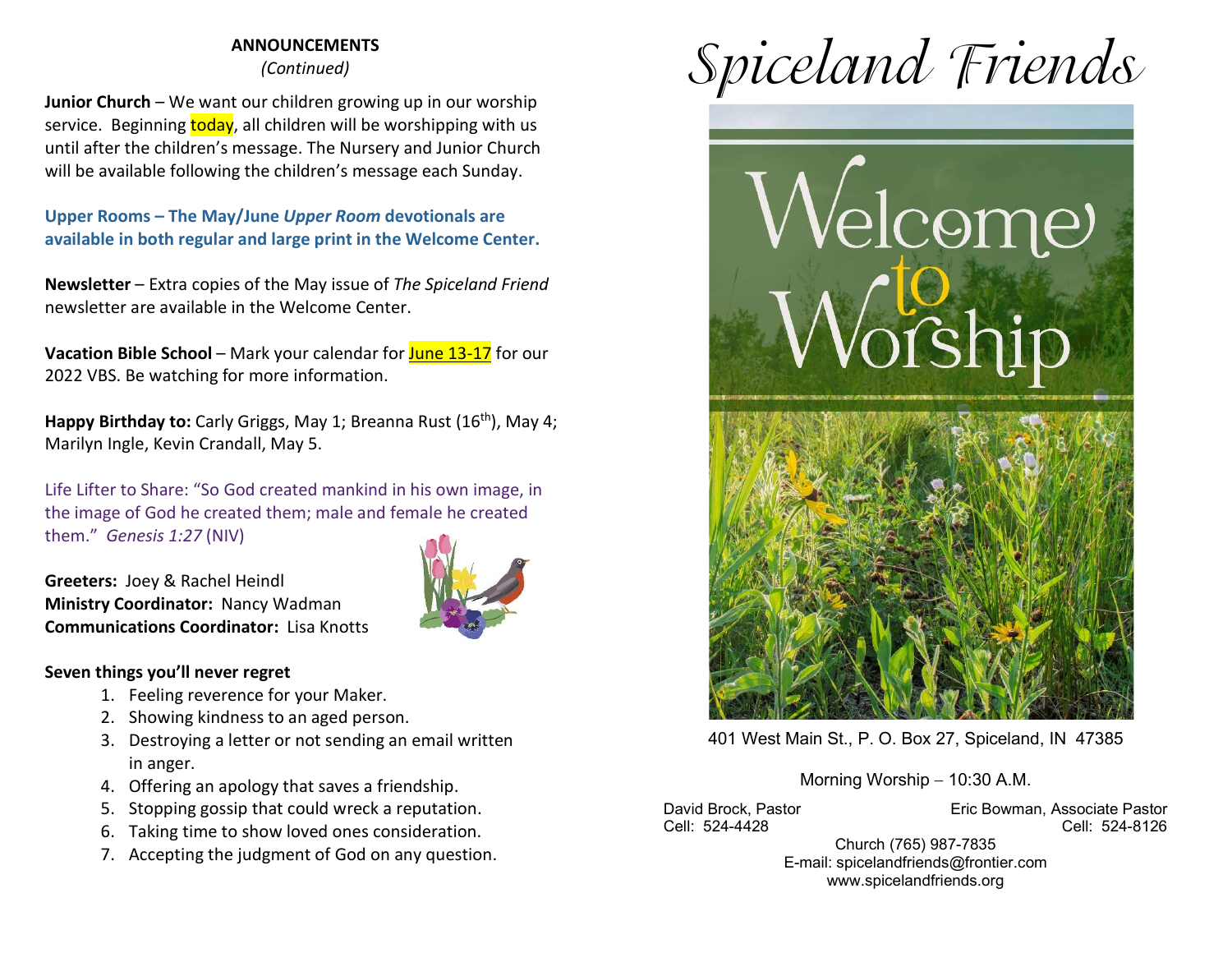## ANNOUNCEMENTS
*(Continued)*

**Junior Church** – We want our children growing up in our worship service. Beginning today, all children will be worshipping with us until after the children's message. The Nursery and Junior Church will be available following the children's message each Sunday.

**Upper Rooms – The May/June *Upper Room* devotionals are available in both regular and large print in the Welcome Center.**

**Newsletter** – Extra copies of the May issue of *The Spiceland Friend* newsletter are available in the Welcome Center.

**Vacation Bible School** – Mark your calendar for June 13-17 for our 2022 VBS. Be watching for more information.

**Happy Birthday to:** Carly Griggs, May 1; Breanna Rust (16th), May 4; Marilyn Ingle, Kevin Crandall, May 5.

Life Lifter to Share: "So God created mankind in his own image, in the image of God he created them; male and female he created them." *Genesis 1:27* (NIV)

**Greeters:** Joey & Rachel Heindl
**Ministry Coordinator:** Nancy Wadman
**Communications Coordinator:** Lisa Knotts

**Seven things you'll never regret**

1. Feeling reverence for your Maker.
2. Showing kindness to an aged person.
3. Destroying a letter or not sending an email written in anger.
4. Offering an apology that saves a friendship.
5. Stopping gossip that could wreck a reputation.
6. Taking time to show loved ones consideration.
7. Accepting the judgment of God on any question.

# Spiceland Friends

Welcome to Worship

401 West Main St., P. O. Box 27, Spiceland, IN 47385

Morning Worship – 10:30 A.M.

David Brock, Pastor
Cell: 524-4428

Eric Bowman, Associate Pastor
Cell: 524-8126

Church (765) 987-7835
E-mail: spicelandfriends@frontier.com
www.spicelandfriends.org